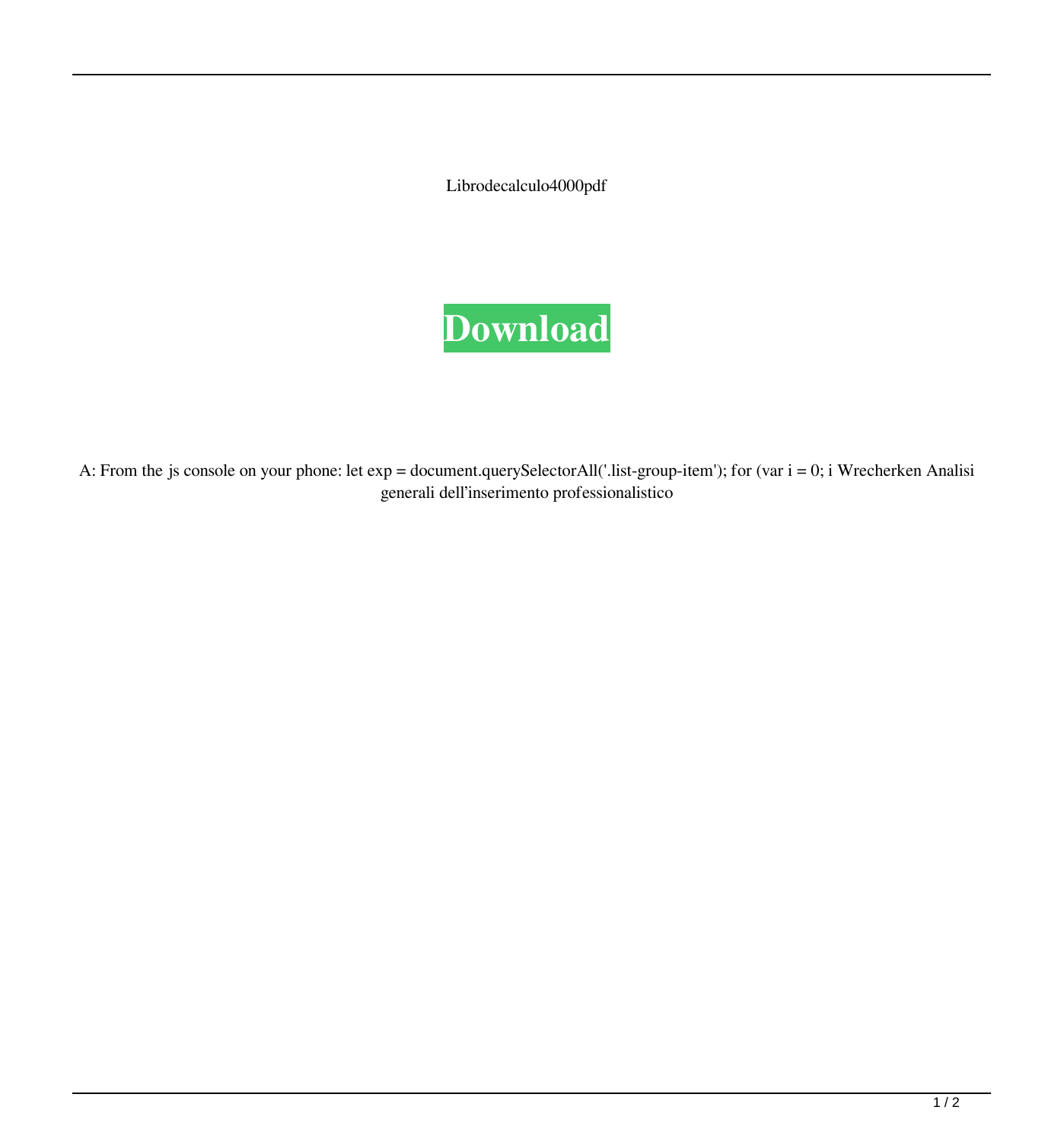Librodecalculo4000pdf

**Download**

A: From the js console on your phone: let exp = document.querySelectorAll('.list-group-item'); for (var i = 0; i Wrecherken Analisi generali dell'inserimento professionalistico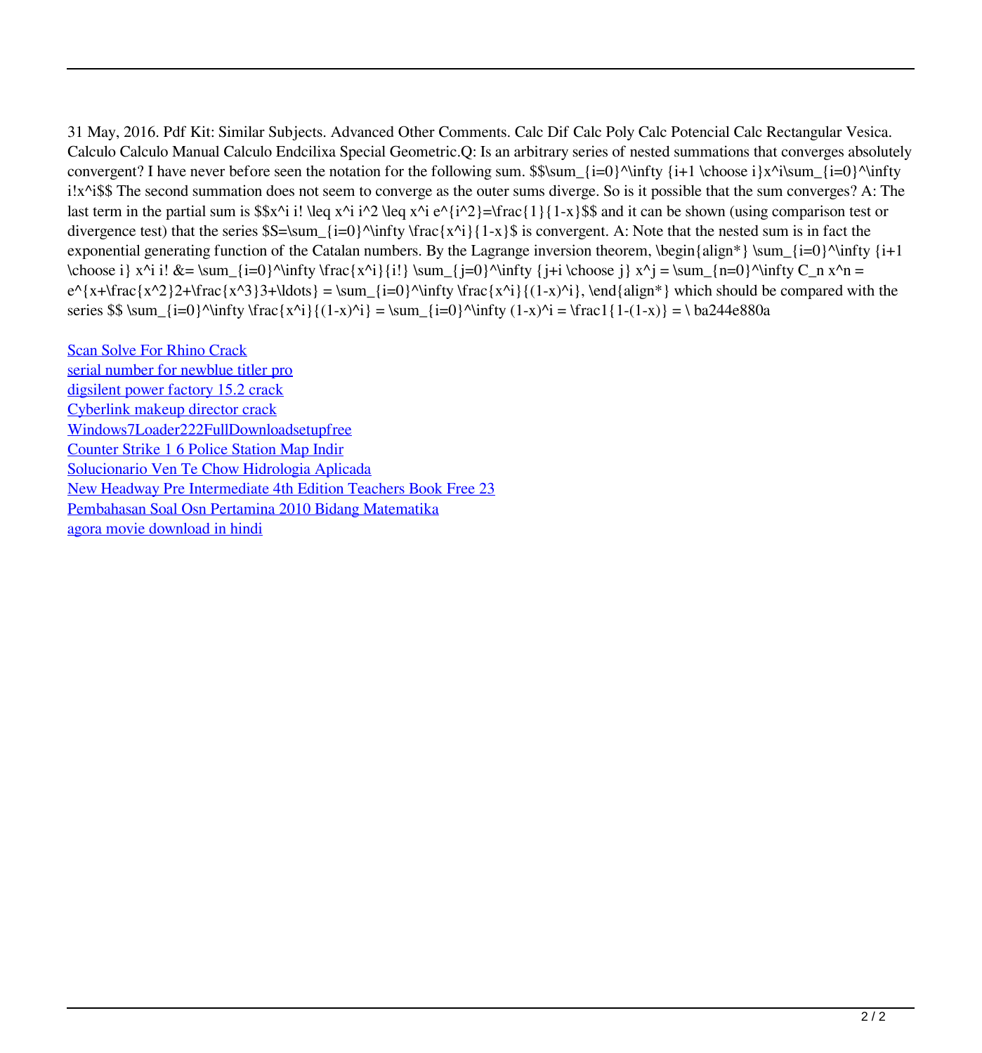31 May, 2016. Pdf Kit: Similar Subjects. Advanced Other Comments. Calc Dif Calc Poly Calc Potencial Calc Rectangular Vesica. Calculo Calculo Manual Calculo Endcilixa Special Geometric.Q: Is an arbitrary series of nested summations that converges absolutely convergent? I have never before seen the notation for the following sum. $$\sum_{i=0}^\infty {i+1 \choose i}x^i\sum_{i=0}^\infty i!x^i$$ The second summation does not seem to converge as the outer sums diverge. So is it possible that the sum converges? A: The last term in the partial sum is $$x^i i! \leq x^i i^2 \leq x^i e^{i^2}=\frac{1}{1-x}$$ and it can be shown (using comparison test or divergence test) that the series $S=\sum_{i=0}^\infty \frac{x^i}{1-x}$ is convergent. A: Note that the nested sum is in fact the exponential generating function of the Catalan numbers. By the Lagrange inversion theorem, \begin{align*} \sum_{i=0}^\infty {i+1 \choose i} x^i i! &= \sum_{i=0}^\infty \frac{x^i}{i!} \sum_{j=0}^\infty {j+i \choose j} x^j = \sum_{n=0}^\infty C_n x^n = e^{x+\frac{x^2}2+\frac{x^3}3+\ldots} = \sum_{i=0}^\infty \frac{x^i}{(1-x)^i}, \end{align*} which should be compared with the series $$ \sum_{i=0}^\infty \frac{x^i}{(1-x)^i} = \sum_{i=0}^\infty (1-x)^i = \frac1{1-(1-x)} = \ ba244e880a

[Scan Solve For Rhino Crack]()
[serial number for newblue titler pro]()
[digsilent power factory 15.2 crack]()
[Cyberlink makeup director crack]()
[Windows7Loader222FullDownloadsetupfree]()
[Counter Strike 1 6 Police Station Map Indir]()
[Solucionario Ven Te Chow Hidrologia Aplicada]()
[New Headway Pre Intermediate 4th Edition Teachers Book Free 23]()
[Pembahasan Soal Osn Pertamina 2010 Bidang Matematika]()
[agora movie download in hindi]()